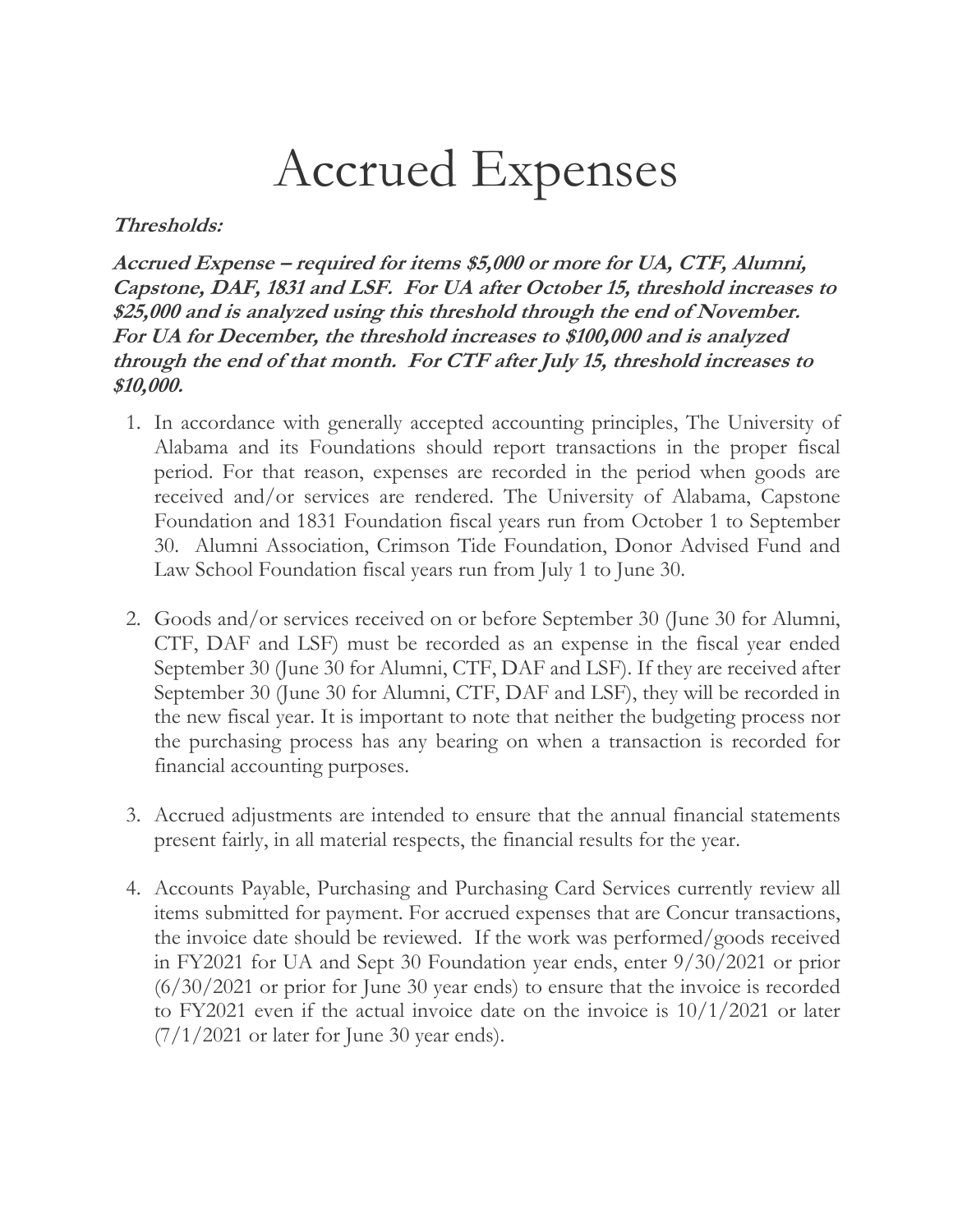# Accrued Expenses

***Thresholds:***

***Accrued Expense – required for items $5,000 or more for UA, CTF, Alumni, Capstone, DAF, 1831 and LSF. For UA after October 15, threshold increases to $25,000 and is analyzed using this threshold through the end of November. For UA for December, the threshold increases to $100,000 and is analyzed through the end of that month. For CTF after July 15, threshold increases to $10,000.***

1. In accordance with generally accepted accounting principles, The University of Alabama and its Foundations should report transactions in the proper fiscal period. For that reason, expenses are recorded in the period when goods are received and/or services are rendered. The University of Alabama, Capstone Foundation and 1831 Foundation fiscal years run from October 1 to September 30. Alumni Association, Crimson Tide Foundation, Donor Advised Fund and Law School Foundation fiscal years run from July 1 to June 30.

2. Goods and/or services received on or before September 30 (June 30 for Alumni, CTF, DAF and LSF) must be recorded as an expense in the fiscal year ended September 30 (June 30 for Alumni, CTF, DAF and LSF). If they are received after September 30 (June 30 for Alumni, CTF, DAF and LSF), they will be recorded in the new fiscal year. It is important to note that neither the budgeting process nor the purchasing process has any bearing on when a transaction is recorded for financial accounting purposes.

3. Accrued adjustments are intended to ensure that the annual financial statements present fairly, in all material respects, the financial results for the year.

4. Accounts Payable, Purchasing and Purchasing Card Services currently review all items submitted for payment. For accrued expenses that are Concur transactions, the invoice date should be reviewed. If the work was performed/goods received in FY2021 for UA and Sept 30 Foundation year ends, enter 9/30/2021 or prior (6/30/2021 or prior for June 30 year ends) to ensure that the invoice is recorded to FY2021 even if the actual invoice date on the invoice is 10/1/2021 or later (7/1/2021 or later for June 30 year ends).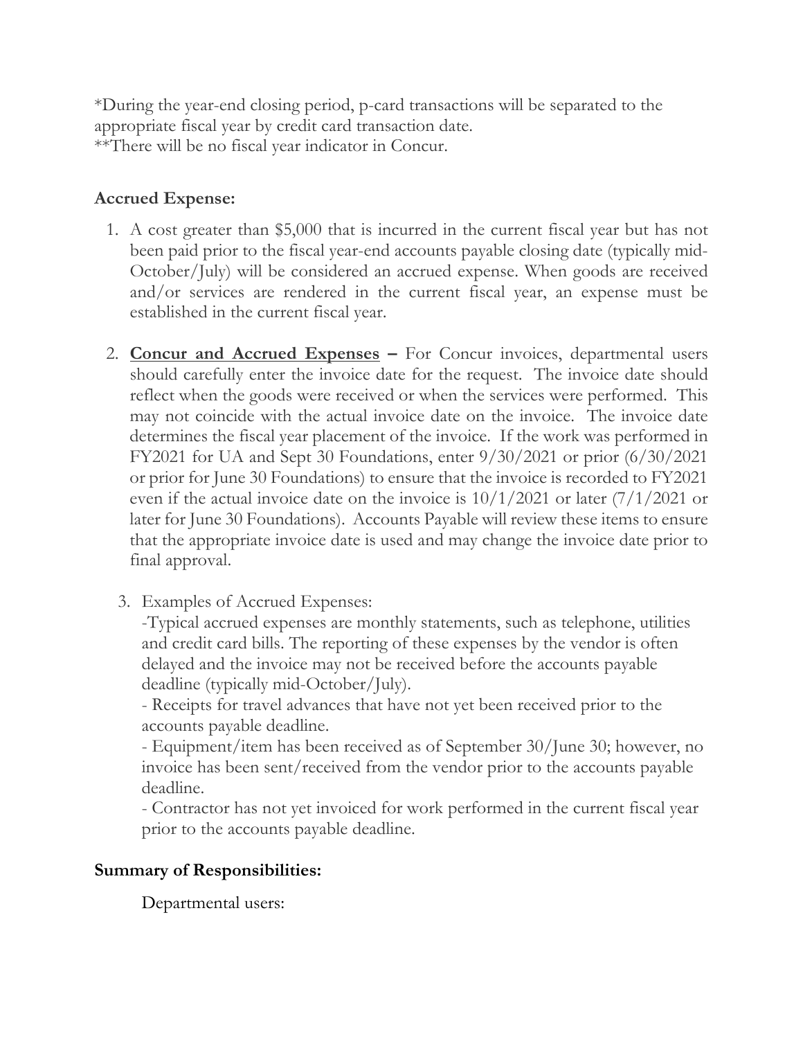*During the year-end closing period, p-card transactions will be separated to the appropriate fiscal year by credit card transaction date.
**There will be no fiscal year indicator in Concur.

**Accrued Expense:**

1. A cost greater than $5,000 that is incurred in the current fiscal year but has not been paid prior to the fiscal year-end accounts payable closing date (typically mid-October/July) will be considered an accrued expense. When goods are received and/or services are rendered in the current fiscal year, an expense must be established in the current fiscal year.

2. **<u>Concur and Accrued Expenses</u> –** For Concur invoices, departmental users should carefully enter the invoice date for the request. The invoice date should reflect when the goods were received or when the services were performed. This may not coincide with the actual invoice date on the invoice. The invoice date determines the fiscal year placement of the invoice. If the work was performed in FY2021 for UA and Sept 30 Foundations, enter 9/30/2021 or prior (6/30/2021 or prior for June 30 Foundations) to ensure that the invoice is recorded to FY2021 even if the actual invoice date on the invoice is 10/1/2021 or later (7/1/2021 or later for June 30 Foundations). Accounts Payable will review these items to ensure that the appropriate invoice date is used and may change the invoice date prior to final approval.

3. Examples of Accrued Expenses:
   -Typical accrued expenses are monthly statements, such as telephone, utilities and credit card bills. The reporting of these expenses by the vendor is often delayed and the invoice may not be received before the accounts payable deadline (typically mid-October/July).
   - Receipts for travel advances that have not yet been received prior to the accounts payable deadline.
   - Equipment/item has been received as of September 30/June 30; however, no invoice has been sent/received from the vendor prior to the accounts payable deadline.
   - Contractor has not yet invoiced for work performed in the current fiscal year prior to the accounts payable deadline.

**Summary of Responsibilities:**

Departmental users: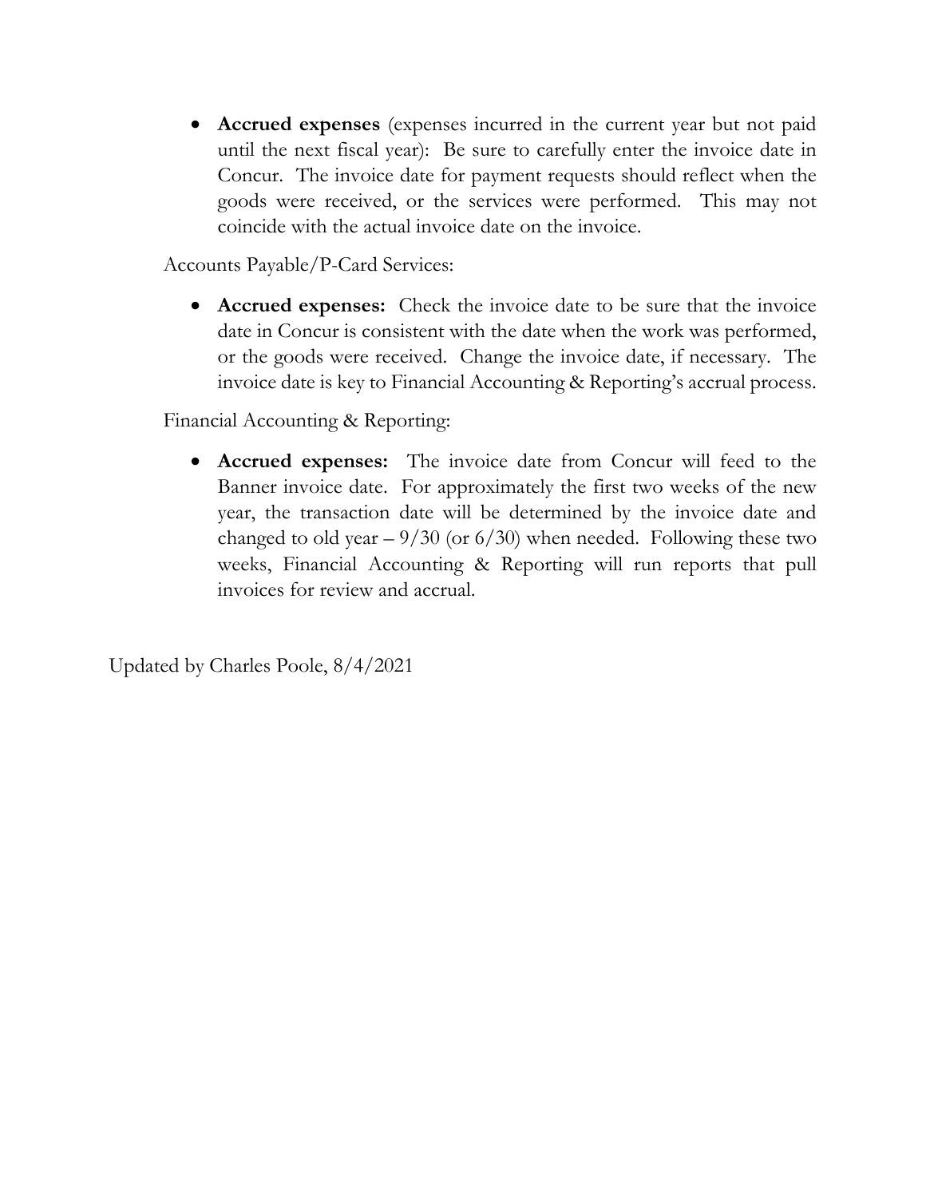- **Accrued expenses** (expenses incurred in the current year but not paid until the next fiscal year): Be sure to carefully enter the invoice date in Concur. The invoice date for payment requests should reflect when the goods were received, or the services were performed. This may not coincide with the actual invoice date on the invoice.

Accounts Payable/P-Card Services:

- **Accrued expenses:** Check the invoice date to be sure that the invoice date in Concur is consistent with the date when the work was performed, or the goods were received. Change the invoice date, if necessary. The invoice date is key to Financial Accounting & Reporting's accrual process.

Financial Accounting & Reporting:

- **Accrued expenses:** The invoice date from Concur will feed to the Banner invoice date. For approximately the first two weeks of the new year, the transaction date will be determined by the invoice date and changed to old year – 9/30 (or 6/30) when needed. Following these two weeks, Financial Accounting & Reporting will run reports that pull invoices for review and accrual.

Updated by Charles Poole, 8/4/2021